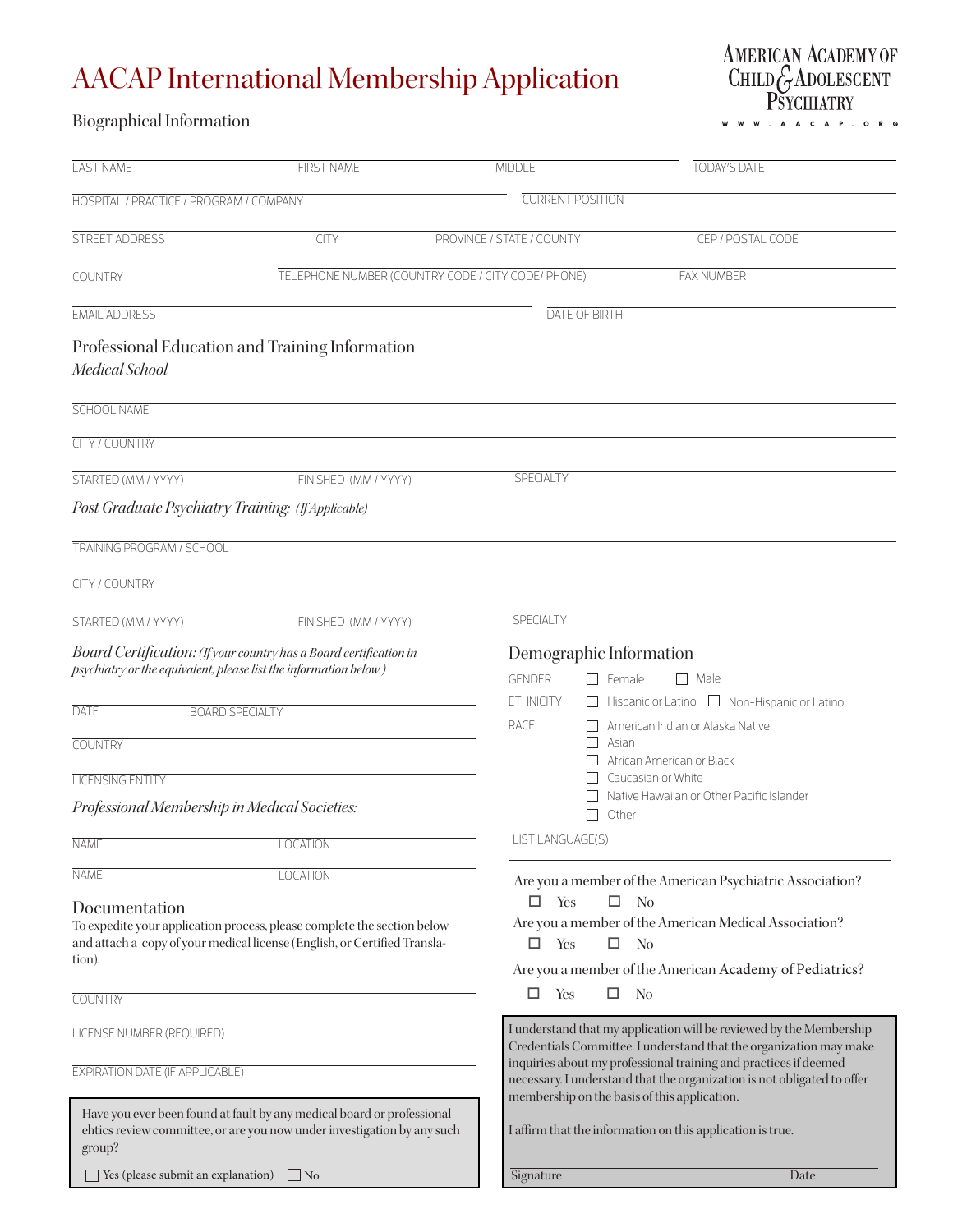# AACAP International Membership Application

AMERICAN ACADEMY OF CHILD & ADOLESCENT PSYCHIATRY
WWW.AACAP.ORG

## Biographical Information

LAST NAME | FIRST NAME | MIDDLE | TODAY'S DATE

HOSPITAL / PRACTICE / PROGRAM / COMPANY | CURRENT POSITION

STREET ADDRESS | CITY | PROVINCE / STATE / COUNTY | CEP / POSTAL CODE

COUNTRY | TELEPHONE NUMBER (COUNTRY CODE / CITY CODE/ PHONE) | FAX NUMBER

EMAIL ADDRESS | DATE OF BIRTH

## Professional Education and Training Information

*Medical School*

SCHOOL NAME

CITY / COUNTRY

STARTED (MM / YYYY) | FINISHED (MM / YYYY) | SPECIALTY

*Post Graduate Psychiatry Training: (If Applicable)*

TRAINING PROGRAM / SCHOOL

CITY / COUNTRY

STARTED (MM / YYYY) | FINISHED (MM / YYYY) | SPECIALTY

*Board Certification: (If your country has a Board certification in psychiatry or the equivalent, please list the information below.)*

DATE | BOARD SPECIALTY

COUNTRY

LICENSING ENTITY

*Professional Membership in Medical Societies:*

NAME | LOCATION

NAME | LOCATION

## Documentation

To expedite your application process, please complete the section below and attach a copy of your medical license (English, or Certified Translation).

COUNTRY

LICENSE NUMBER (REQUIRED)

EXPIRATION DATE (IF APPLICABLE)

Have you ever been found at fault by any medical board or professional ehtics review committee, or are you now under investigation by any such group?

☐ Yes (please submit an explanation) ☐ No

## Demographic Information

GENDER ☐ Female ☐ Male

ETHNICITY ☐ Hispanic or Latino ☐ Non-Hispanic or Latino

RACE
- ☐ American Indian or Alaska Native
- ☐ Asian
- ☐ African American or Black
- ☐ Caucasian or White
- ☐ Native Hawaiian or Other Pacific Islander
- ☐ Other

LIST LANGUAGE(S)

Are you a member of the American Psychiatric Association?
☐ Yes ☐ No

Are you a member of the American Medical Association?
☐ Yes ☐ No

Are you a member of the American Academy of Pediatrics?
☐ Yes ☐ No

I understand that my application will be reviewed by the Membership Credentials Committee. I understand that the organization may make inquiries about my professional training and practices if deemed necessary. I understand that the organization is not obligated to offer membership on the basis of this application.

I affirm that the information on this application is true.

Signature | Date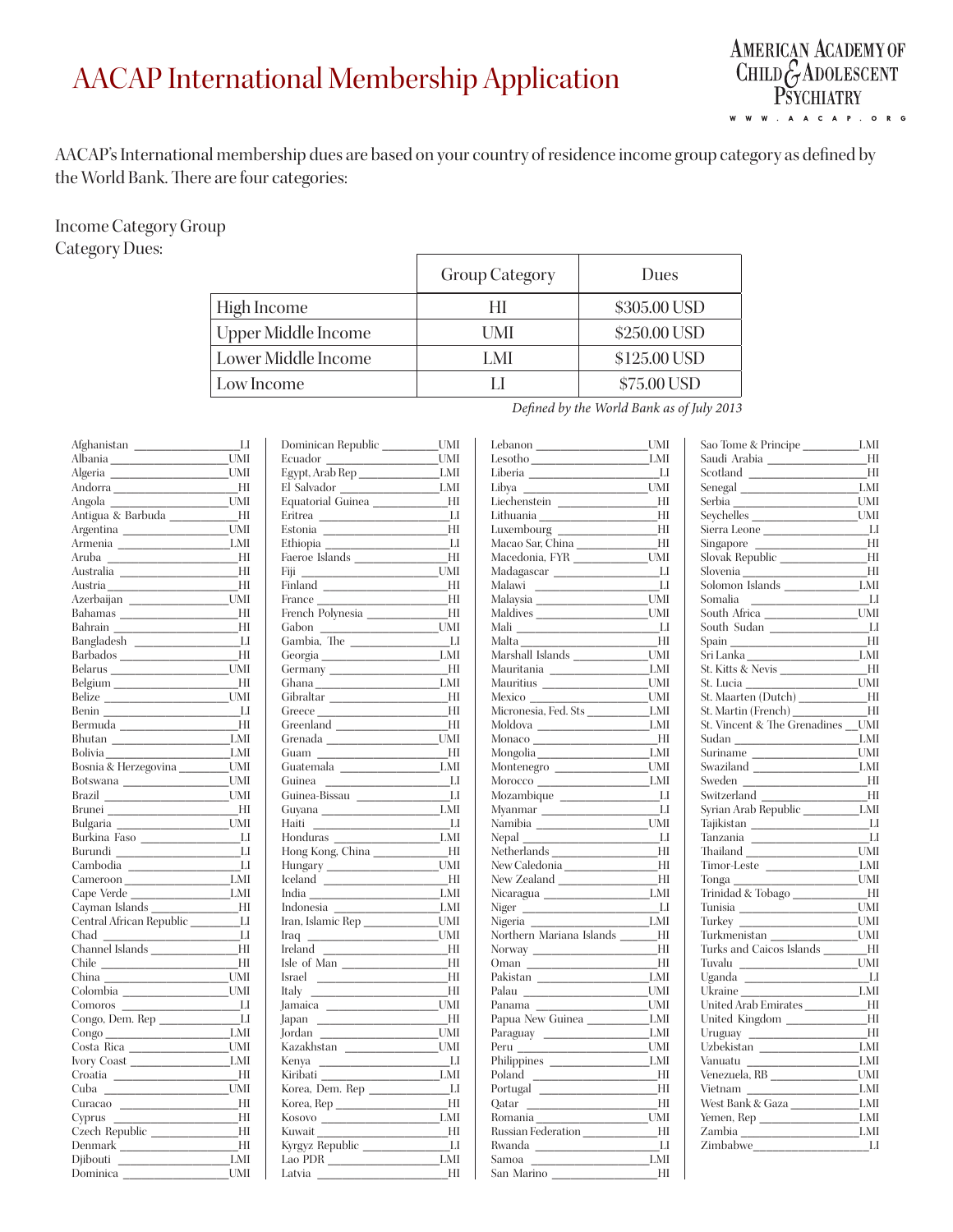# AACAP International Membership Application

AMERICAN ACADEMY OF CHILD & ADOLESCENT PSYCHIATRY
WWW.AACAP.ORG

AACAP's International membership dues are based on your country of residence income group category as defined by the World Bank. There are four categories:

Income Category Group
Category Dues:

| | Group Category | Dues |
|---|---|---|
| High Income | HI | $305.00 USD |
| Upper Middle Income | UMI | $250.00 USD |
| Lower Middle Income | LMI | $125.00 USD |
| Low Income | LI | $75.00 USD |

*Defined by the World Bank as of July 2013*

| | |
|---|---|
| Afghanistan | LI |
| Albania | UMI |
| Algeria | UMI |
| Andorra | HI |
| Angola | UMI |
| Antigua & Barbuda | HI |
| Argentina | UMI |
| Armenia | LMI |
| Aruba | HI |
| Australia | HI |
| Austria | HI |
| Azerbaijan | UMI |
| Bahamas | HI |
| Bahrain | HI |
| Bangladesh | LI |
| Barbados | HI |
| Belarus | UMI |
| Belgium | HI |
| Belize | UMI |
| Benin | LI |
| Bermuda | HI |
| Bhutan | LMI |
| Bolivia | LMI |
| Bosnia & Herzegovina | UMI |
| Botswana | UMI |
| Brazil | UMI |
| Brunei | HI |
| Bulgaria | UMI |
| Burkina Faso | LI |
| Burundi | LI |
| Cambodia | LI |
| Cameroon | LMI |
| Cape Verde | LMI |
| Cayman Islands | HI |
| Central African Republic | LI |
| Chad | LI |
| Channel Islands | HI |
| Chile | HI |
| China | UMI |
| Colombia | UMI |
| Comoros | LI |
| Congo, Dem. Rep | LI |
| Congo | LMI |
| Costa Rica | UMI |
| Ivory Coast | LMI |
| Croatia | HI |
| Cuba | UMI |
| Curacao | HI |
| Cyprus | HI |
| Czech Republic | HI |
| Denmark | HI |
| Djibouti | LMI |
| Dominica | UMI |
| Dominican Republic | UMI |
| Ecuador | UMI |
| Egypt, Arab Rep | LMI |
| El Salvador | LMI |
| Equatorial Guinea | HI |
| Eritrea | LI |
| Estonia | HI |
| Ethiopia | LI |
| Faeroe Islands | HI |
| Fiji | UMI |
| Finland | HI |
| France | HI |
| French Polynesia | HI |
| Gabon | UMI |
| Gambia, The | LI |
| Georgia | LMI |
| Germany | HI |
| Ghana | LMI |
| Gibraltar | HI |
| Greece | HI |
| Greenland | HI |
| Grenada | UMI |
| Guam | HI |
| Guatemala | LMI |
| Guinea | LI |
| Guinea-Bissau | LI |
| Guyana | LMI |
| Haiti | LI |
| Honduras | LMI |
| Hong Kong, China | HI |
| Hungary | UMI |
| Iceland | HI |
| India | LMI |
| Indonesia | LMI |
| Iran, Islamic Rep | UMI |
| Iraq | UMI |
| Ireland | HI |
| Isle of Man | HI |
| Israel | HI |
| Italy | HI |
| Jamaica | UMI |
| Japan | HI |
| Jordan | UMI |
| Kazakhstan | UMI |
| Kenya | LI |
| Kiribati | LMI |
| Korea, Dem. Rep | LI |
| Korea, Rep | HI |
| Kosovo | LMI |
| Kuwait | HI |
| Kyrgyz Republic | LI |
| Lao PDR | LMI |
| Latvia | HI |
| Lebanon | UMI |
| Lesotho | LMI |
| Liberia | LI |
| Libya | UMI |
| Liechenstein | HI |
| Lithuania | HI |
| Luxembourg | HI |
| Macao Sar, China | HI |
| Macedonia, FYR | UMI |
| Madagascar | LI |
| Malawi | LI |
| Malaysia | UMI |
| Maldives | UMI |
| Mali | LI |
| Malta | HI |
| Marshall Islands | UMI |
| Mauritania | LMI |
| Mauritius | UMI |
| Mexico | UMI |
| Micronesia, Fed. Sts | LMI |
| Moldova | LMI |
| Monaco | HI |
| Mongolia | LMI |
| Montenegro | UMI |
| Morocco | LMI |
| Mozambique | LI |
| Myanmar | LI |
| Namibia | UMI |
| Nepal | LI |
| Netherlands | HI |
| New Caledonia | HI |
| New Zealand | HI |
| Nicaragua | LMI |
| Niger | LI |
| Nigeria | LMI |
| Northern Mariana Islands | HI |
| Norway | HI |
| Oman | HI |
| Pakistan | LMI |
| Palau | UMI |
| Panama | UMI |
| Papua New Guinea | LMI |
| Paraguay | LMI |
| Peru | UMI |
| Philippines | LMI |
| Poland | HI |
| Portugal | HI |
| Qatar | HI |
| Romania | UMI |
| Russian Federation | HI |
| Rwanda | LI |
| Samoa | LMI |
| San Marino | HI |
| Sao Tome & Principe | LMI |
| Saudi Arabia | HI |
| Scotland | HI |
| Senegal | LMI |
| Serbia | UMI |
| Seychelles | UMI |
| Sierra Leone | LI |
| Singapore | HI |
| Slovak Republic | HI |
| Slovenia | HI |
| Solomon Islands | LMI |
| Somalia | LI |
| South Africa | UMI |
| South Sudan | LI |
| Spain | HI |
| Sri Lanka | LMI |
| St. Kitts & Nevis | HI |
| St. Lucia | UMI |
| St. Maarten (Dutch) | HI |
| St. Martin (French) | HI |
| St. Vincent & The Grenadines | UMI |
| Sudan | LMI |
| Suriname | UMI |
| Swaziland | LMI |
| Sweden | HI |
| Switzerland | HI |
| Syrian Arab Republic | LMI |
| Tajikistan | LI |
| Tanzania | LI |
| Thailand | UMI |
| Timor-Leste | LMI |
| Tonga | UMI |
| Trinidad & Tobago | HI |
| Tunisia | UMI |
| Turkey | UMI |
| Turkmenistan | UMI |
| Turks and Caicos Islands | HI |
| Tuvalu | UMI |
| Uganda | LI |
| Ukraine | LMI |
| United Arab Emirates | HI |
| United Kingdom | HI |
| Uruguay | HI |
| Uzbekistan | LMI |
| Vanuatu | LMI |
| Venezuela, RB | UMI |
| Vietnam | LMI |
| West Bank & Gaza | LMI |
| Yemen, Rep | LMI |
| Zambia | LMI |
| Zimbabwe | LI |